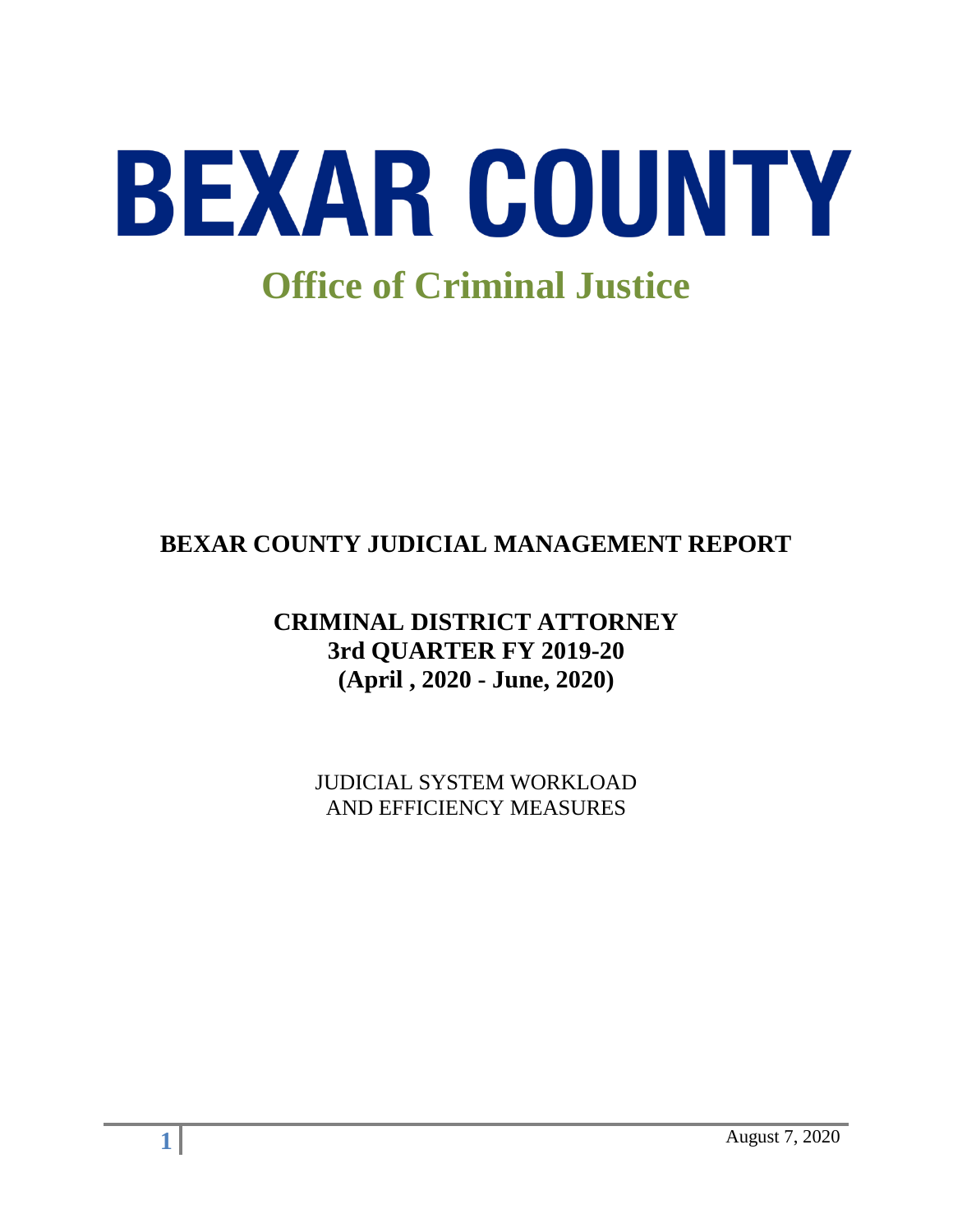# BEXAR COUNTY

## Office of Criminal Justice

## BEXAR COUNTY JUDICIAL MANAGEMENT REPORT

### CRIMINAL DISTRICT ATTORNEY
### 3rd QUARTER FY 2019-20
### (April , 2020 - June, 2020)

JUDICIAL SYSTEM WORKLOAD
AND EFFICIENCY MEASURES

August 7, 2020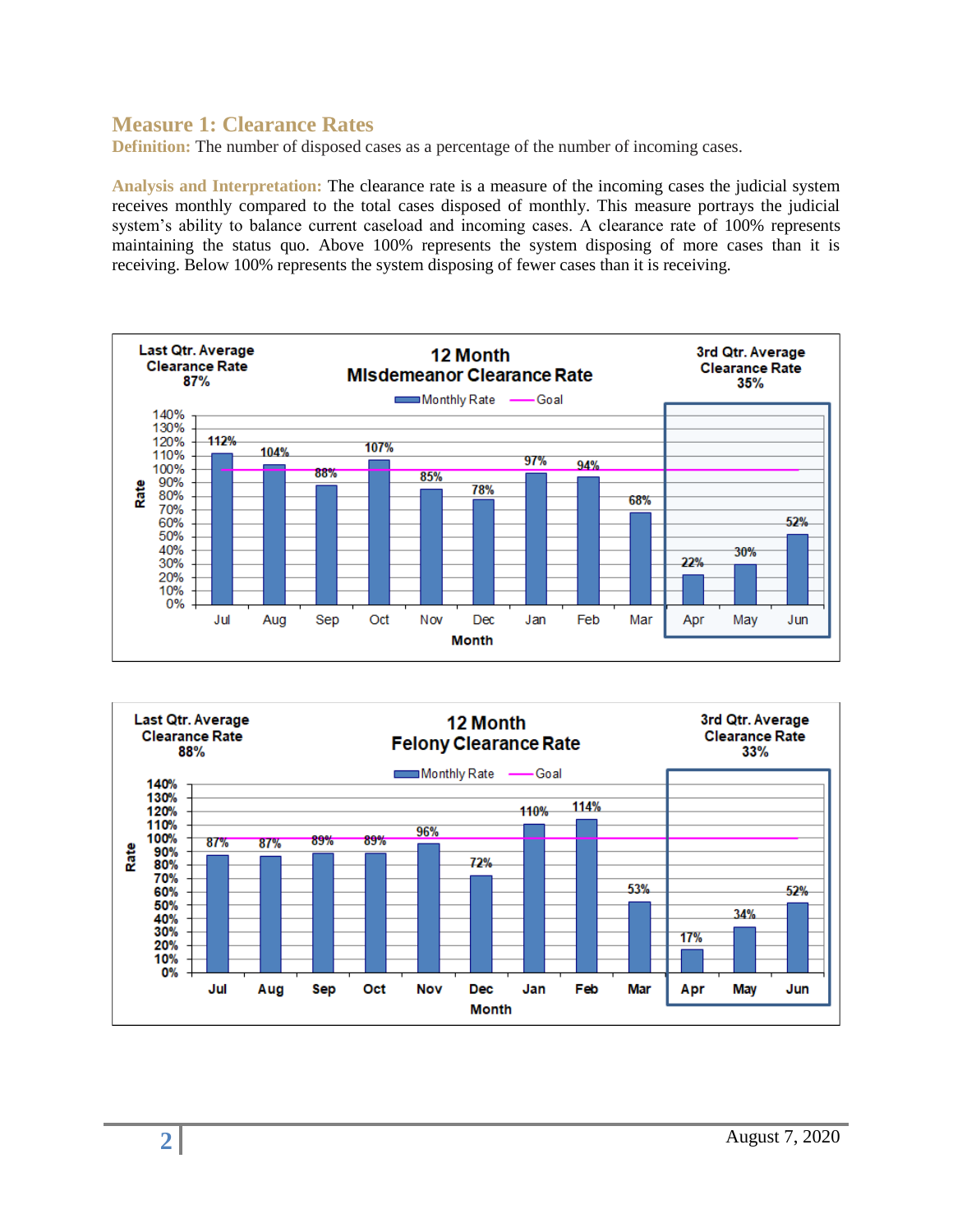## Measure 1: Clearance Rates

**Definition:** The number of disposed cases as a percentage of the number of incoming cases.

**Analysis and Interpretation:** The clearance rate is a measure of the incoming cases the judicial system receives monthly compared to the total cases disposed of monthly. This measure portrays the judicial system's ability to balance current caseload and incoming cases. A clearance rate of 100% represents maintaining the status quo. Above 100% represents the system disposing of more cases than it is receiving. Below 100% represents the system disposing of fewer cases than it is receiving.

**12 Month Misdemeanor Clearance Rate**

Last Qtr. Average Clearance Rate: 87%

3rd Qtr. Average Clearance Rate: 35%

| Month | Jul | Aug | Sep | Oct | Nov | Dec | Jan | Feb | Mar | Apr | May | Jun |
|---|---|---|---|---|---|---|---|---|---|---|---|---|
| Monthly Rate | 112% | 104% | 88% | 107% | 85% | 78% | 97% | 94% | 68% | 22% | 30% | 52% |
| Goal | 100% | 100% | 100% | 100% | 100% | 100% | 100% | 100% | 100% | 100% | 100% | 100% |

**12 Month Felony Clearance Rate**

Last Qtr. Average Clearance Rate: 88%

3rd Qtr. Average Clearance Rate: 33%

| Month | Jul | Aug | Sep | Oct | Nov | Dec | Jan | Feb | Mar | Apr | May | Jun |
|---|---|---|---|---|---|---|---|---|---|---|---|---|
| Monthly Rate | 87% | 87% | 89% | 89% | 96% | 72% | 110% | 114% | 53% | 17% | 34% | 52% |
| Goal | 100% | 100% | 100% | 100% | 100% | 100% | 100% | 100% | 100% | 100% | 100% | 100% |

August 7, 2020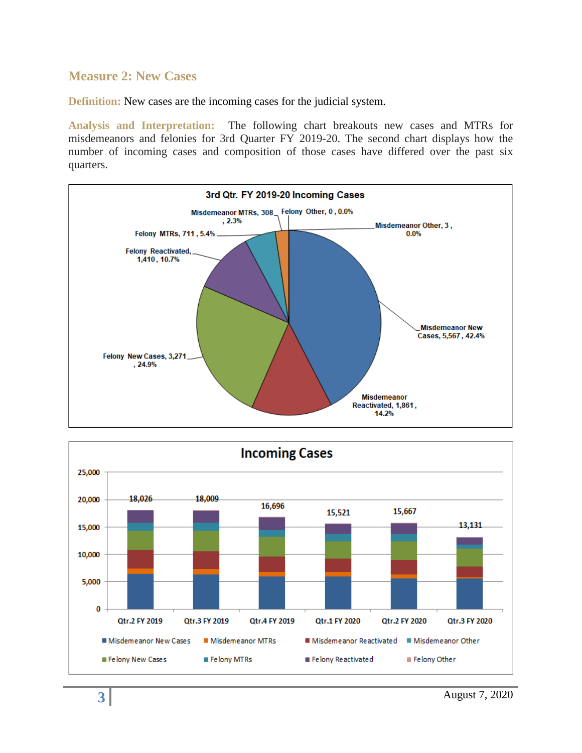## Measure 2: New Cases

**Definition:** New cases are the incoming cases for the judicial system.

**Analysis and Interpretation:** The following chart breakouts new cases and MTRs for misdemeanors and felonies for 3rd Quarter FY 2019-20. The second chart displays how the number of incoming cases and composition of those cases have differed over the past six quarters.

**3rd Qtr. FY 2019-20 Incoming Cases**

| Category | Count | Percent |
|---|---|---|
| Misdemeanor New Cases | 5,567 | 42.4% |
| Misdemeanor Reactivated | 1,861 | 14.2% |
| Felony New Cases | 3,271 | 24.9% |
| Felony Reactivated | 1,410 | 10.7% |
| Felony MTRs | 711 | 5.4% |
| Misdemeanor MTRs | 308 | 2.3% |
| Felony Other | 0 | 0.0% |
| Misdemeanor Other | 3 | 0.0% |

**Incoming Cases**

| Quarter | Total |
|---|---|
| Qtr.2 FY 2019 | 18,026 |
| Qtr.3 FY 2019 | 18,009 |
| Qtr.4 FY 2019 | 16,696 |
| Qtr.1 FY 2020 | 15,521 |
| Qtr.2 FY 2020 | 15,667 |
| Qtr.3 FY 2020 | 13,131 |

Legend: Misdemeanor New Cases, Misdemeanor MTRs, Misdemeanor Reactivated, Misdemeanor Other, Felony New Cases, Felony MTRs, Felony Reactivated, Felony Other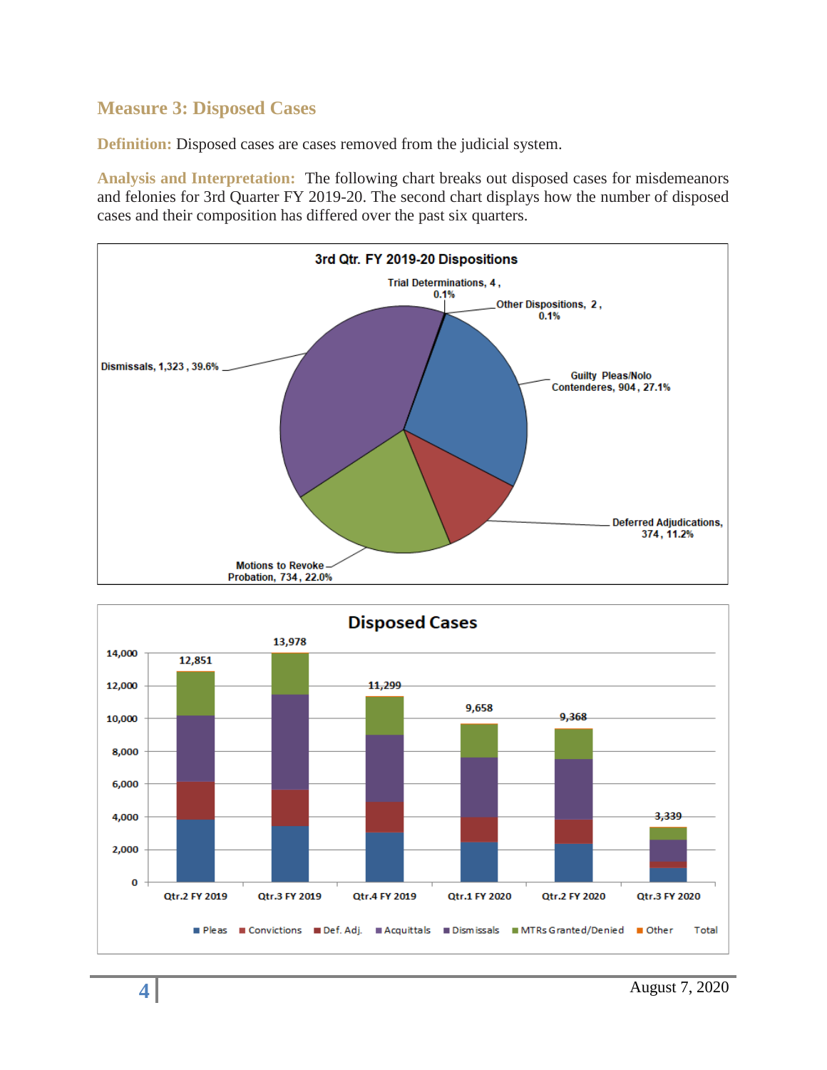## Measure 3: Disposed Cases

**Definition:** Disposed cases are cases removed from the judicial system.

**Analysis and Interpretation:** The following chart breaks out disposed cases for misdemeanors and felonies for 3rd Quarter FY 2019-20. The second chart displays how the number of disposed cases and their composition has differed over the past six quarters.

**3rd Qtr. FY 2019-20 Dispositions**

| Disposition | Count | Percent |
|---|---|---|
| Trial Determinations | 4 | 0.1% |
| Other Dispositions | 2 | 0.1% |
| Guilty Pleas/Nolo Contenderes | 904 | 27.1% |
| Deferred Adjudications | 374 | 11.2% |
| Motions to Revoke Probation | 734 | 22.0% |
| Dismissals | 1,323 | 39.6% |

**Disposed Cases**

| Quarter | Total |
|---|---|
| Qtr.2 FY 2019 | 12,851 |
| Qtr.3 FY 2019 | 13,978 |
| Qtr.4 FY 2019 | 11,299 |
| Qtr.1 FY 2020 | 9,658 |
| Qtr.2 FY 2020 | 9,368 |
| Qtr.3 FY 2020 | 3,339 |

Legend: Pleas, Convictions, Def. Adj., Acquittals, Dismissals, MTRs Granted/Denied, Other, Total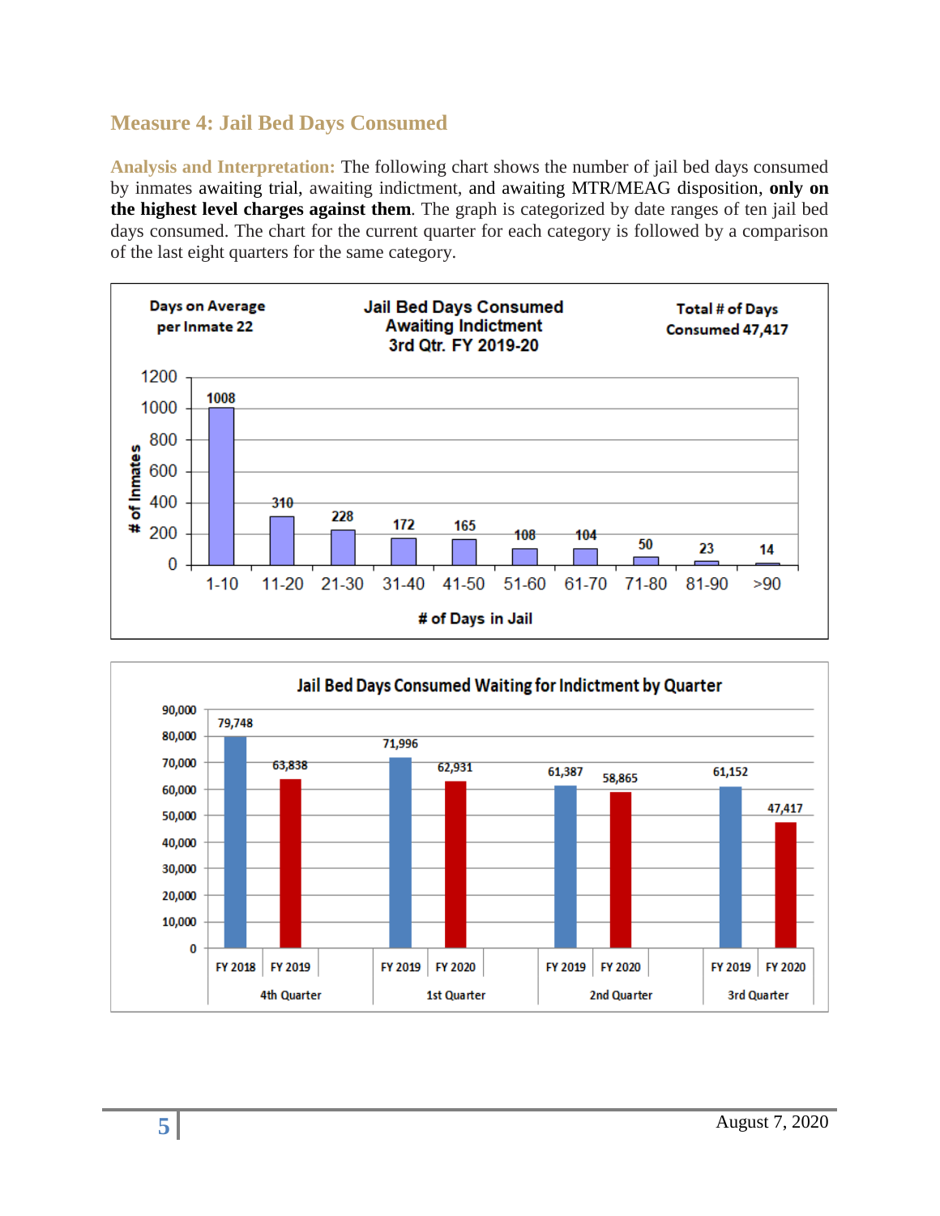## Measure 4: Jail Bed Days Consumed

**Analysis and Interpretation:** The following chart shows the number of jail bed days consumed by inmates awaiting trial, awaiting indictment, and awaiting MTR/MEAG disposition, **only on the highest level charges against them**. The graph is categorized by date ranges of ten jail bed days consumed. The chart for the current quarter for each category is followed by a comparison of the last eight quarters for the same category.

**Jail Bed Days Consumed Awaiting Indictment 3rd Qtr. FY 2019-20**

Days on Average per Inmate 22

Total # of Days Consumed 47,417

| # of Days in Jail | # of Inmates |
|---|---|
| 1-10 | 1008 |
| 11-20 | 310 |
| 21-30 | 228 |
| 31-40 | 172 |
| 41-50 | 165 |
| 51-60 | 108 |
| 61-70 | 104 |
| 71-80 | 50 |
| 81-90 | 23 |
| >90 | 14 |

**Jail Bed Days Consumed Waiting for Indictment by Quarter**

| Quarter | Prior Year | | Current Year | |
|---|---|---|---|---|
| 4th Quarter | FY 2018 | 79,748 | FY 2019 | 63,838 |
| 1st Quarter | FY 2019 | 71,996 | FY 2020 | 62,931 |
| 2nd Quarter | FY 2019 | 61,387 | FY 2020 | 58,865 |
| 3rd Quarter | FY 2019 | 61,152 | FY 2020 | 47,417 |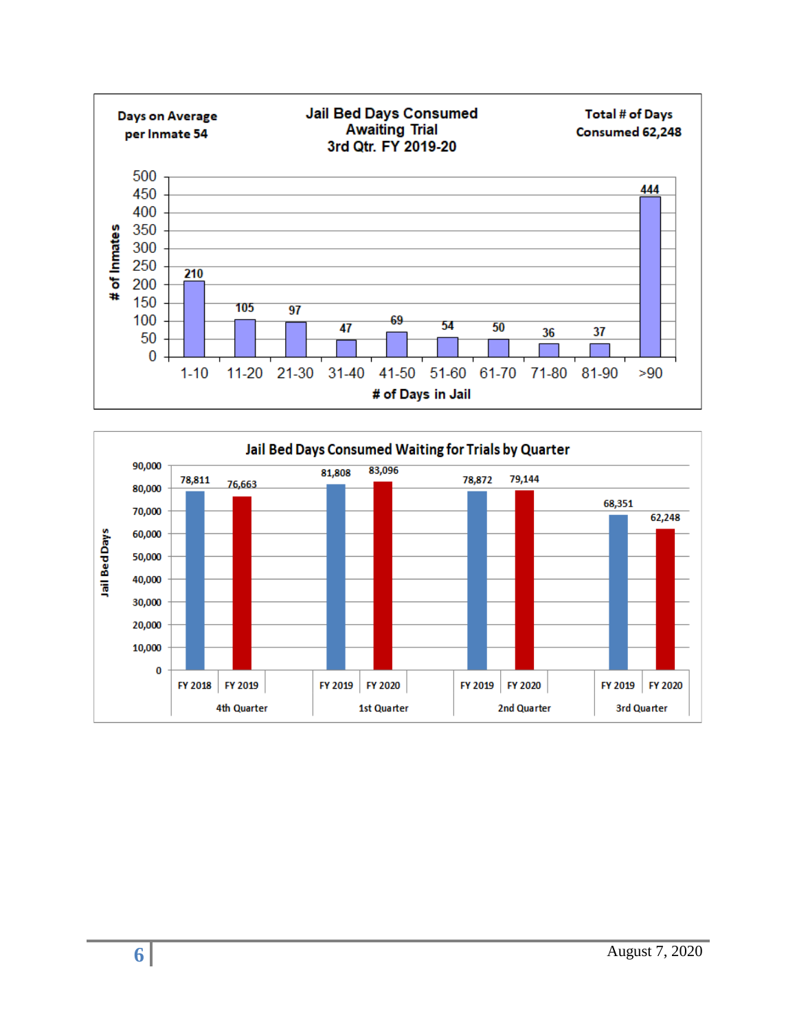## Jail Bed Days Consumed Awaiting Trial 3rd Qtr. FY 2019-20

Days on Average per Inmate 54

Total # of Days Consumed 62,248

| # of Days in Jail | # of Inmates |
|---|---|
| 1-10 | 210 |
| 11-20 | 105 |
| 21-30 | 97 |
| 31-40 | 47 |
| 41-50 | 69 |
| 51-60 | 54 |
| 61-70 | 50 |
| 71-80 | 36 |
| 81-90 | 37 |
| >90 | 444 |

## Jail Bed Days Consumed Waiting for Trials by Quarter

| Quarter | Fiscal Year | Jail Bed Days |
|---|---|---|
| 4th Quarter | FY 2018 | 78,811 |
| 4th Quarter | FY 2019 | 76,663 |
| 1st Quarter | FY 2019 | 81,808 |
| 1st Quarter | FY 2020 | 83,096 |
| 2nd Quarter | FY 2019 | 78,872 |
| 2nd Quarter | FY 2020 | 79,144 |
| 3rd Quarter | FY 2019 | 68,351 |
| 3rd Quarter | FY 2020 | 62,248 |

August 7, 2020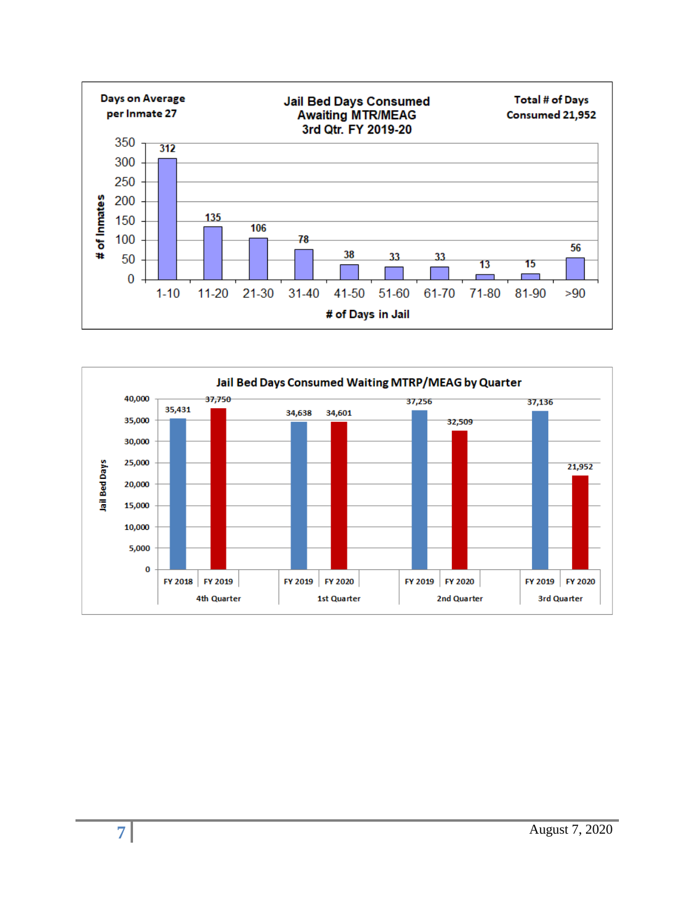**Jail Bed Days Consumed Awaiting MTR/MEAG 3rd Qtr. FY 2019-20**

Days on Average per Inmate 27

Total # of Days Consumed 21,952

| # of Days in Jail | # of Inmates |
|---|---|
| 1-10 | 312 |
| 11-20 | 135 |
| 21-30 | 106 |
| 31-40 | 78 |
| 41-50 | 38 |
| 51-60 | 33 |
| 61-70 | 33 |
| 71-80 | 13 |
| 81-90 | 15 |
| >90 | 56 |

**Jail Bed Days Consumed Waiting MTRP/MEAG by Quarter**

| Quarter | Fiscal Year | Jail Bed Days |
|---|---|---|
| 4th Quarter | FY 2018 | 35,431 |
| 4th Quarter | FY 2019 | 37,750 |
| 1st Quarter | FY 2019 | 34,638 |
| 1st Quarter | FY 2020 | 34,601 |
| 2nd Quarter | FY 2019 | 37,256 |
| 2nd Quarter | FY 2020 | 32,509 |
| 3rd Quarter | FY 2019 | 37,136 |
| 3rd Quarter | FY 2020 | 21,952 |

August 7, 2020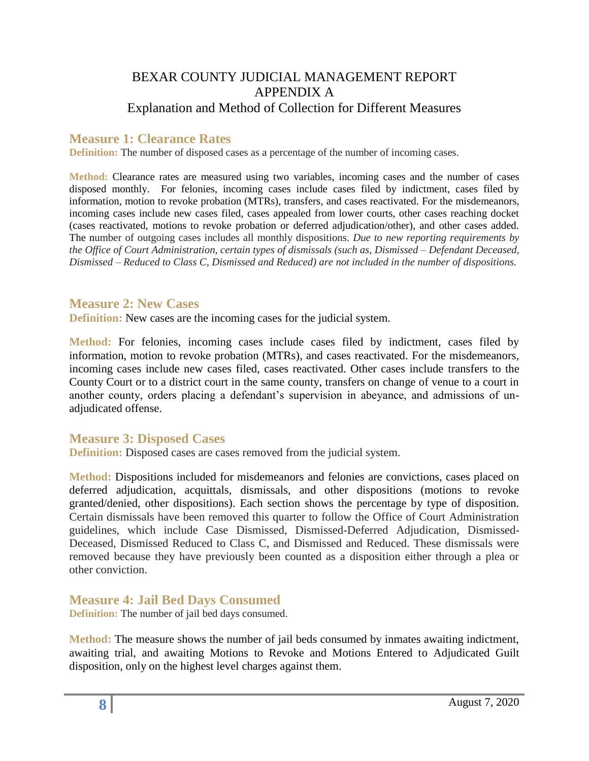# BEXAR COUNTY JUDICIAL MANAGEMENT REPORT
# APPENDIX A
## Explanation and Method of Collection for Different Measures

### Measure 1: Clearance Rates

**Definition:** The number of disposed cases as a percentage of the number of incoming cases.

**Method:** Clearance rates are measured using two variables, incoming cases and the number of cases disposed monthly. For felonies, incoming cases include cases filed by indictment, cases filed by information, motion to revoke probation (MTRs), transfers, and cases reactivated. For the misdemeanors, incoming cases include new cases filed, cases appealed from lower courts, other cases reaching docket (cases reactivated, motions to revoke probation or deferred adjudication/other), and other cases added. The number of outgoing cases includes all monthly dispositions. *Due to new reporting requirements by the Office of Court Administration, certain types of dismissals (such as, Dismissed – Defendant Deceased, Dismissed – Reduced to Class C, Dismissed and Reduced) are not included in the number of dispositions.*

### Measure 2: New Cases

**Definition:** New cases are the incoming cases for the judicial system.

**Method:** For felonies, incoming cases include cases filed by indictment, cases filed by information, motion to revoke probation (MTRs), and cases reactivated. For the misdemeanors, incoming cases include new cases filed, cases reactivated. Other cases include transfers to the County Court or to a district court in the same county, transfers on change of venue to a court in another county, orders placing a defendant's supervision in abeyance, and admissions of un-adjudicated offense.

### Measure 3: Disposed Cases

**Definition:** Disposed cases are cases removed from the judicial system.

**Method:** Dispositions included for misdemeanors and felonies are convictions, cases placed on deferred adjudication, acquittals, dismissals, and other dispositions (motions to revoke granted/denied, other dispositions). Each section shows the percentage by type of disposition. Certain dismissals have been removed this quarter to follow the Office of Court Administration guidelines, which include Case Dismissed, Dismissed-Deferred Adjudication, Dismissed-Deceased, Dismissed Reduced to Class C, and Dismissed and Reduced. These dismissals were removed because they have previously been counted as a disposition either through a plea or other conviction.

### Measure 4: Jail Bed Days Consumed

**Definition:** The number of jail bed days consumed.

**Method:** The measure shows the number of jail beds consumed by inmates awaiting indictment, awaiting trial, and awaiting Motions to Revoke and Motions Entered to Adjudicated Guilt disposition, only on the highest level charges against them.

August 7, 2020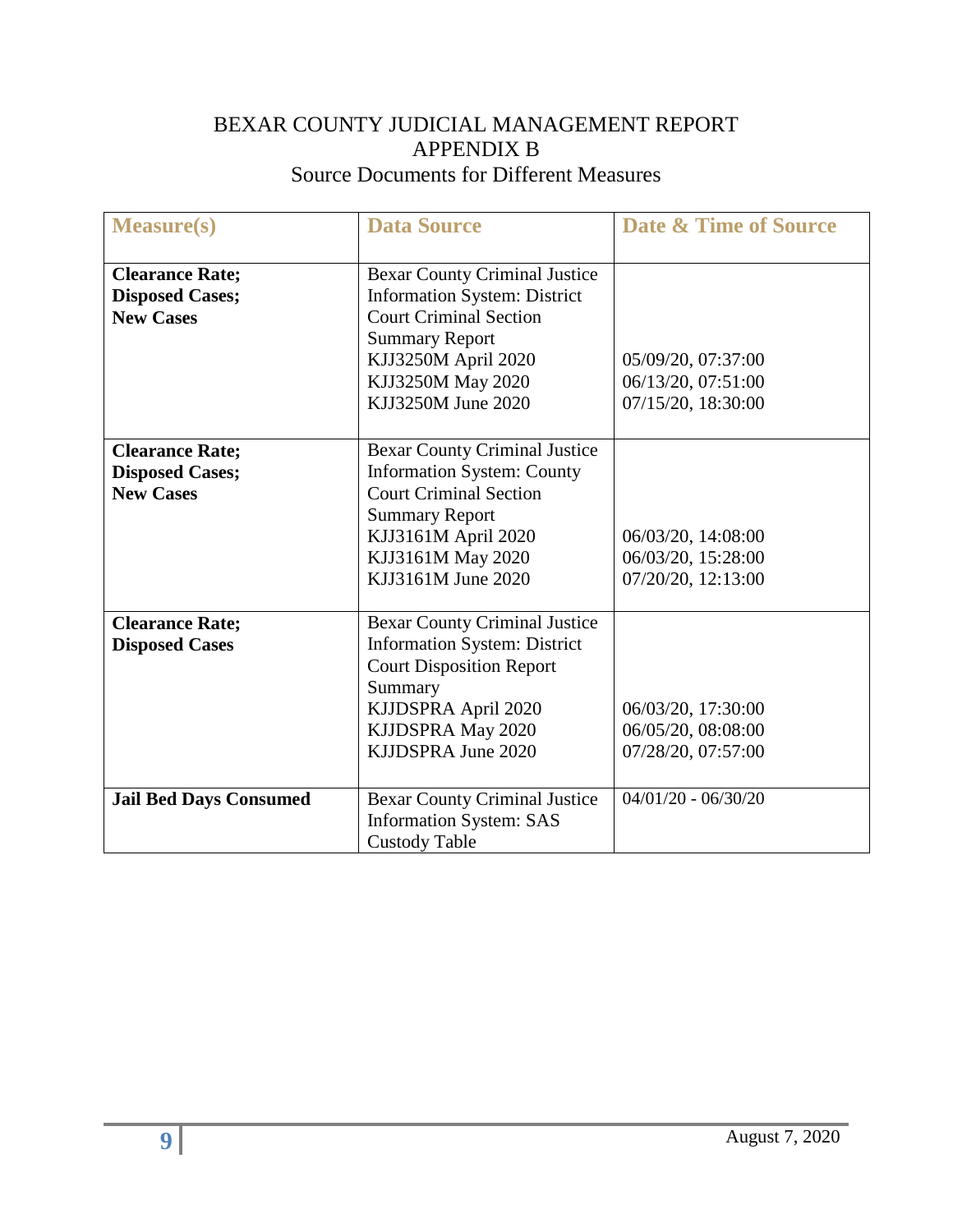# BEXAR COUNTY JUDICIAL MANAGEMENT REPORT

## APPENDIX B

### Source Documents for Different Measures

| Measure(s) | Data Source | Date & Time of Source |
|---|---|---|
| **Clearance Rate; Disposed Cases; New Cases** | Bexar County Criminal Justice Information System: District Court Criminal Section Summary Report<br>KJJ3250M April 2020<br>KJJ3250M May 2020<br>KJJ3250M June 2020 | <br><br><br><br>05/09/20, 07:37:00<br>06/13/20, 07:51:00<br>07/15/20, 18:30:00 |
| **Clearance Rate; Disposed Cases; New Cases** | Bexar County Criminal Justice Information System: County Court Criminal Section Summary Report<br>KJJ3161M April 2020<br>KJJ3161M May 2020<br>KJJ3161M June 2020 | <br><br><br><br>06/03/20, 14:08:00<br>06/03/20, 15:28:00<br>07/20/20, 12:13:00 |
| **Clearance Rate; Disposed Cases** | Bexar County Criminal Justice Information System: District Court Disposition Report Summary<br>KJJDSPRA April 2020<br>KJJDSPRA May 2020<br>KJJDSPRA June 2020 | <br><br><br><br>06/03/20, 17:30:00<br>06/05/20, 08:08:00<br>07/28/20, 07:57:00 |
| **Jail Bed Days Consumed** | Bexar County Criminal Justice Information System: SAS Custody Table | 04/01/20 - 06/30/20 |

August 7, 2020